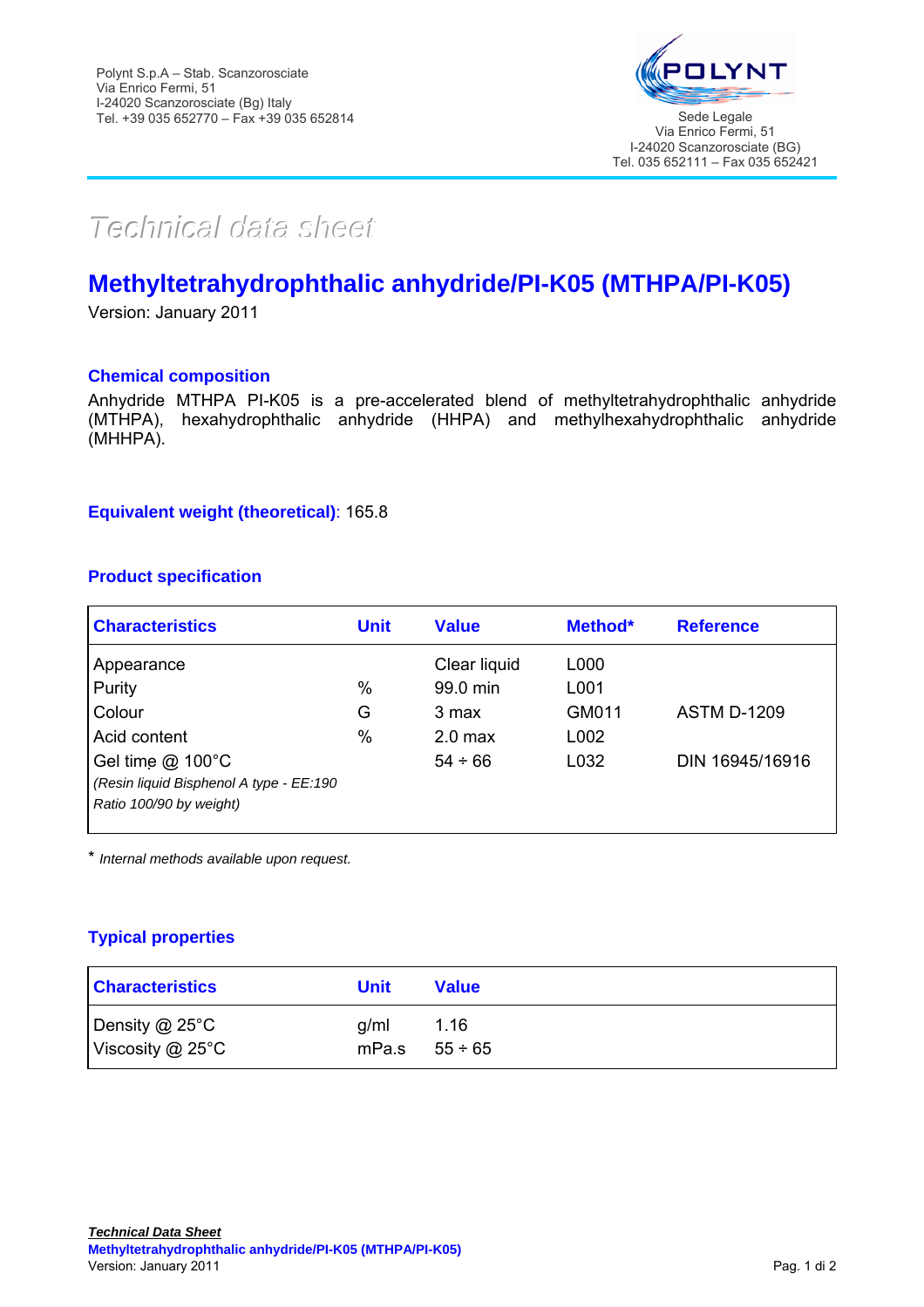Polynt S.p.A – Stab. Scanzorosciate
Via Enrico Fermi, 51
I-24020 Scanzorosciate (Bg) Italy
Tel. +39 035 652770 – Fax +39 035 652814

POLYNT

Sede Legale
Via Enrico Fermi, 51
I-24020 Scanzorosciate (BG)
Tel. 035 652111 – Fax 035 652421

*Technical data sheet*

# Methyltetrahydrophthalic anhydride/PI-K05 (MTHPA/PI-K05)

Version: January 2011

## Chemical composition

Anhydride MTHPA PI-K05 is a pre-accelerated blend of methyltetrahydrophthalic anhydride (MTHPA), hexahydrophthalic anhydride (HHPA) and methylhexahydrophthalic anhydride (MHHPA).

**Equivalent weight (theoretical)**: 165.8

## Product specification

| Characteristics | Unit | Value | Method* | Reference |
|---|---|---|---|---|
| Appearance | | Clear liquid | L000 | |
| Purity | % | 99.0 min | L001 | |
| Colour | G | 3 max | GM011 | ASTM D-1209 |
| Acid content | % | 2.0 max | L002 | |
| Gel time @ 100°C<br>*(Resin liquid Bisphenol A type - EE:190 Ratio 100/90 by weight)* | | 54 ÷ 66 | L032 | DIN 16945/16916 |

\* *Internal methods available upon request.*

## Typical properties

| Characteristics | Unit | Value |
|---|---|---|
| Density @ 25°C | g/ml | 1.16 |
| Viscosity @ 25°C | mPa.s | 55 ÷ 65 |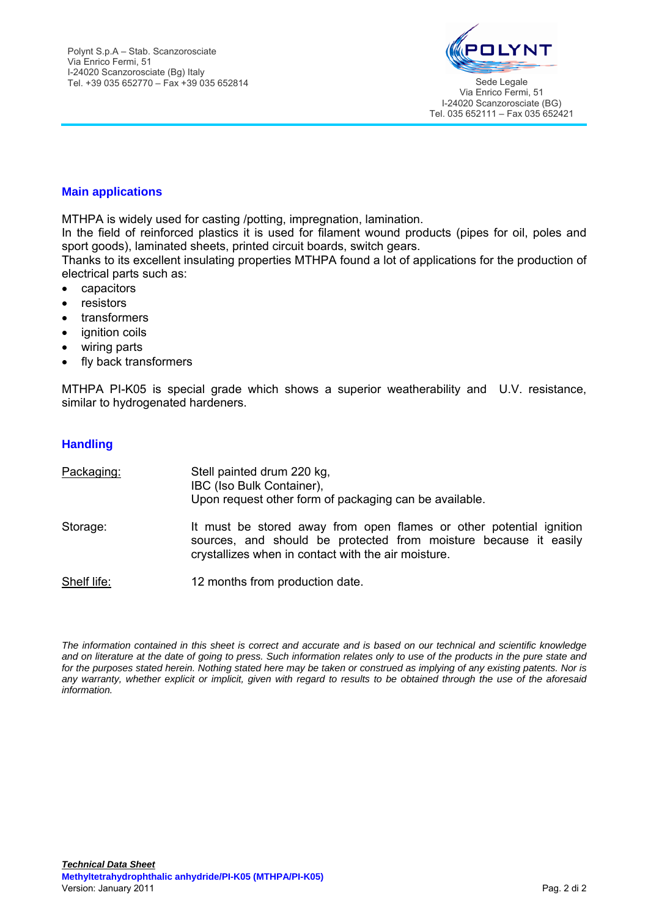## Main applications

MTHPA is widely used for casting /potting, impregnation, lamination.
In the field of reinforced plastics it is used for filament wound products (pipes for oil, poles and sport goods), laminated sheets, printed circuit boards, switch gears.
Thanks to its excellent insulating properties MTHPA found a lot of applications for the production of electrical parts such as:

- capacitors
- resistors
- transformers
- ignition coils
- wiring parts
- fly back transformers

MTHPA PI-K05 is special grade which shows a superior weatherability and U.V. resistance, similar to hydrogenated hardeners.

## Handling

| | |
|---|---|
| Packaging: | Stell painted drum 220 kg,<br>IBC (Iso Bulk Container),<br>Upon request other form of packaging can be available. |
| Storage: | It must be stored away from open flames or other potential ignition sources, and should be protected from moisture because it easily crystallizes when in contact with the air moisture. |
| Shelf life: | 12 months from production date. |

*The information contained in this sheet is correct and accurate and is based on our technical and scientific knowledge and on literature at the date of going to press. Such information relates only to use of the products in the pure state and for the purposes stated herein. Nothing stated here may be taken or construed as implying of any existing patents. Nor is any warranty, whether explicit or implicit, given with regard to results to be obtained through the use of the aforesaid information.*